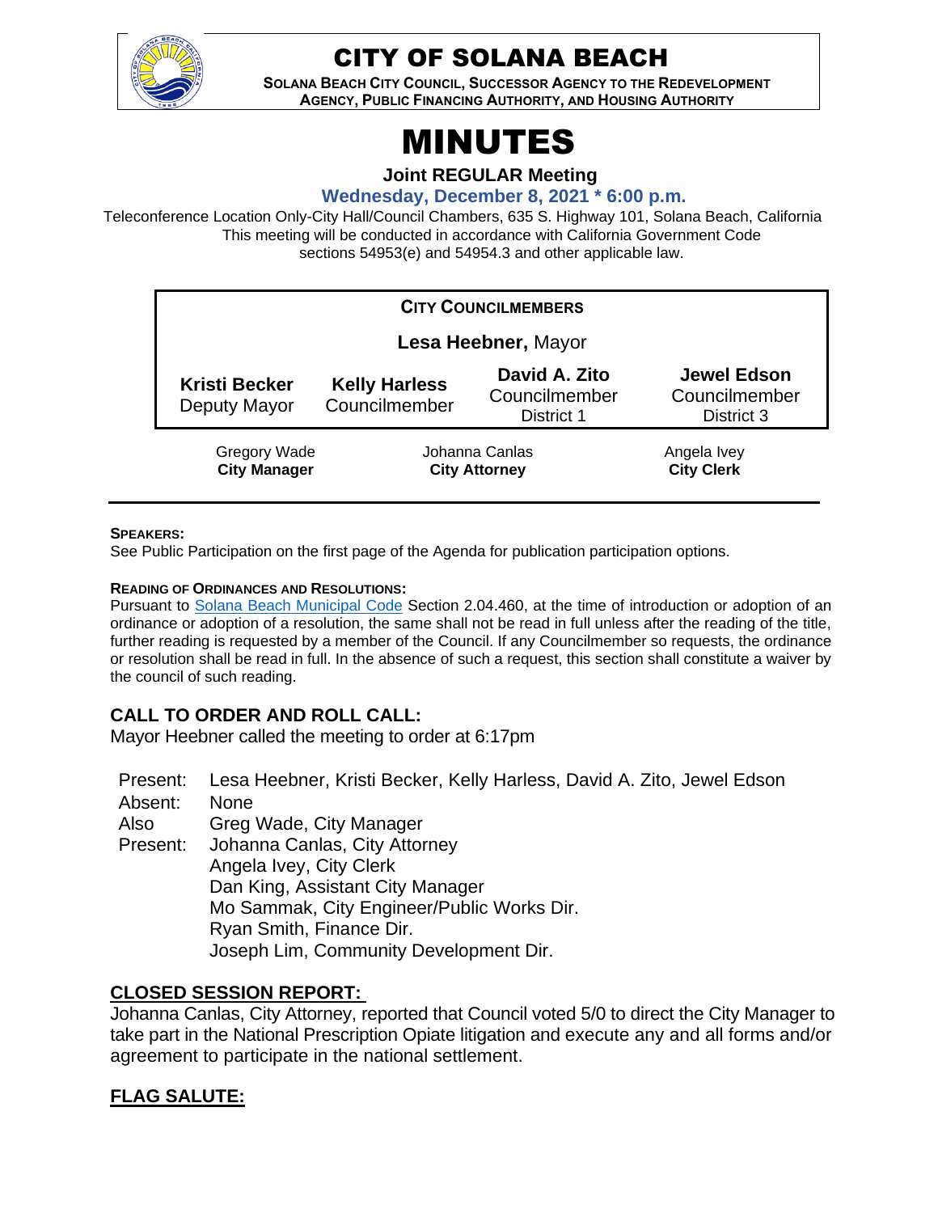# CITY OF SOLANA BEACH

**SOLANA BEACH CITY COUNCIL, SUCCESSOR AGENCY TO THE REDEVELOPMENT AGENCY, PUBLIC FINANCING AUTHORITY, AND HOUSING AUTHORITY**

# MINUTES

**Joint REGULAR Meeting**

**Wednesday, December 8, 2021 * 6:00 p.m.**

Teleconference Location Only-City Hall/Council Chambers, 635 S. Highway 101, Solana Beach, California
This meeting will be conducted in accordance with California Government Code sections 54953(e) and 54954.3 and other applicable law.

**CITY COUNCILMEMBERS**

**Lesa Heebner,** Mayor

| **Kristi Becker** Deputy Mayor | **Kelly Harless** Councilmember | **David A. Zito** Councilmember District 1 | **Jewel Edson** Councilmember District 3 |
|---|---|---|---|

| Gregory Wade **City Manager** | Johanna Canlas **City Attorney** | Angela Ivey **City Clerk** |
|---|---|---|

**SPEAKERS:**
See Public Participation on the first page of the Agenda for publication participation options.

**READING OF ORDINANCES AND RESOLUTIONS:**
Pursuant to Solana Beach Municipal Code Section 2.04.460, at the time of introduction or adoption of an ordinance or adoption of a resolution, the same shall not be read in full unless after the reading of the title, further reading is requested by a member of the Council. If any Councilmember so requests, the ordinance or resolution shall be read in full. In the absence of such a request, this section shall constitute a waiver by the council of such reading.

## CALL TO ORDER AND ROLL CALL:

Mayor Heebner called the meeting to order at 6:17pm

Present: Lesa Heebner, Kristi Becker, Kelly Harless, David A. Zito, Jewel Edson
Absent: None
Also Present: Greg Wade, City Manager
Johanna Canlas, City Attorney
Angela Ivey, City Clerk
Dan King, Assistant City Manager
Mo Sammak, City Engineer/Public Works Dir.
Ryan Smith, Finance Dir.
Joseph Lim, Community Development Dir.

## CLOSED SESSION REPORT:

Johanna Canlas, City Attorney, reported that Council voted 5/0 to direct the City Manager to take part in the National Prescription Opiate litigation and execute any and all forms and/or agreement to participate in the national settlement.

## FLAG SALUTE: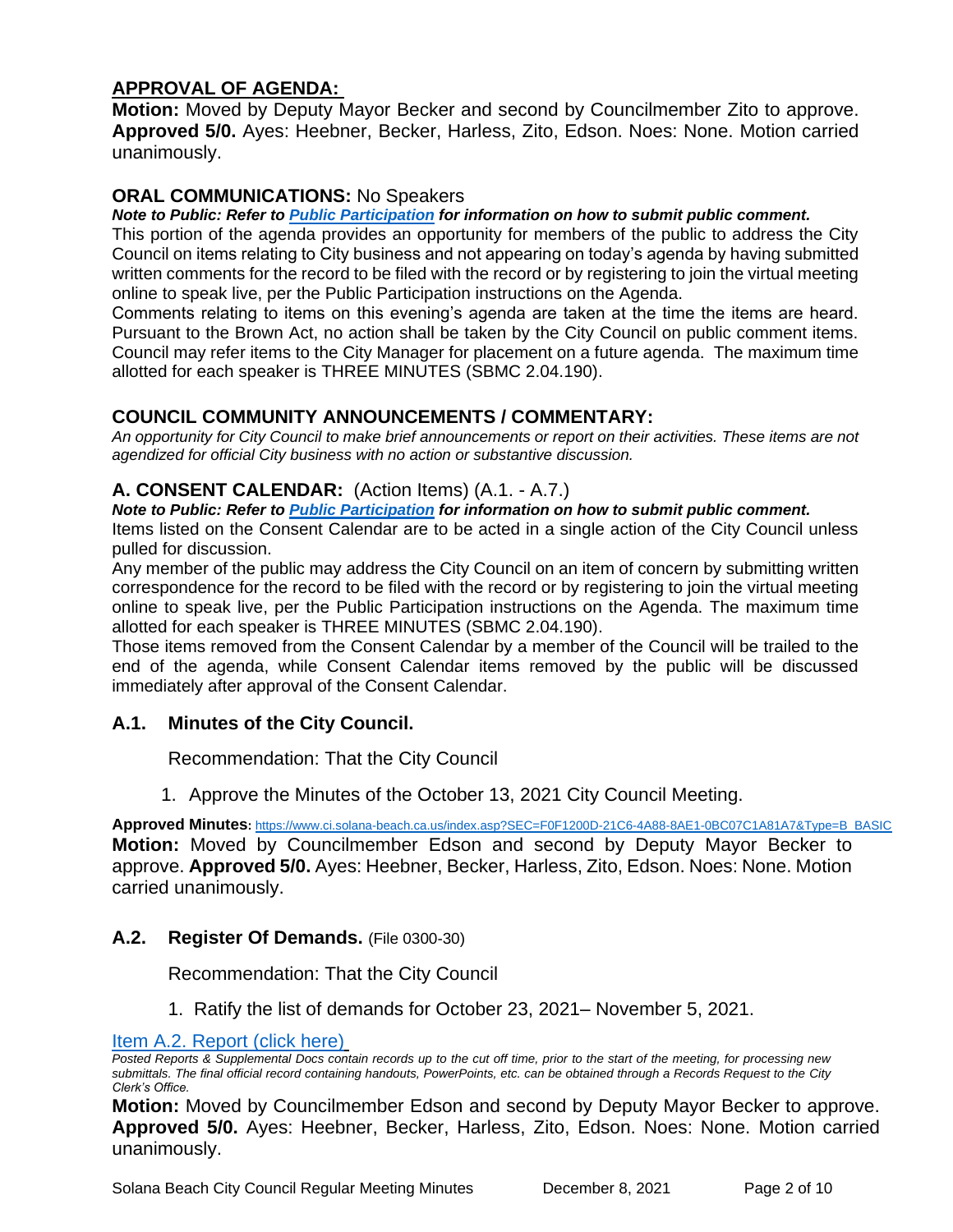## APPROVAL OF AGENDA:

**Motion:** Moved by Deputy Mayor Becker and second by Councilmember Zito to approve. **Approved 5/0.** Ayes: Heebner, Becker, Harless, Zito, Edson. Noes: None. Motion carried unanimously.

## ORAL COMMUNICATIONS: No Speakers

***Note to Public: Refer to [Public Participation] for information on how to submit public comment.***

This portion of the agenda provides an opportunity for members of the public to address the City Council on items relating to City business and not appearing on today's agenda by having submitted written comments for the record to be filed with the record or by registering to join the virtual meeting online to speak live, per the Public Participation instructions on the Agenda.

Comments relating to items on this evening's agenda are taken at the time the items are heard. Pursuant to the Brown Act, no action shall be taken by the City Council on public comment items. Council may refer items to the City Manager for placement on a future agenda. The maximum time allotted for each speaker is THREE MINUTES (SBMC 2.04.190).

## COUNCIL COMMUNITY ANNOUNCEMENTS / COMMENTARY:

*An opportunity for City Council to make brief announcements or report on their activities. These items are not agendized for official City business with no action or substantive discussion.*

## A. CONSENT CALENDAR: (Action Items) (A.1. - A.7.)

***Note to Public: Refer to [Public Participation] for information on how to submit public comment.***

Items listed on the Consent Calendar are to be acted in a single action of the City Council unless pulled for discussion.

Any member of the public may address the City Council on an item of concern by submitting written correspondence for the record to be filed with the record or by registering to join the virtual meeting online to speak live, per the Public Participation instructions on the Agenda. The maximum time allotted for each speaker is THREE MINUTES (SBMC 2.04.190).

Those items removed from the Consent Calendar by a member of the Council will be trailed to the end of the agenda, while Consent Calendar items removed by the public will be discussed immediately after approval of the Consent Calendar.

### A.1. Minutes of the City Council.

Recommendation: That the City Council

1. Approve the Minutes of the October 13, 2021 City Council Meeting.

**Approved Minutes**: https://www.ci.solana-beach.ca.us/index.asp?SEC=F0F1200D-21C6-4A88-8AE1-0BC07C1A81A7&Type=B_BASIC

**Motion:** Moved by Councilmember Edson and second by Deputy Mayor Becker to approve. **Approved 5/0.** Ayes: Heebner, Becker, Harless, Zito, Edson. Noes: None. Motion carried unanimously.

### A.2. Register Of Demands. (File 0300-30)

Recommendation: That the City Council

1. Ratify the list of demands for October 23, 2021– November 5, 2021.

[Item A.2. Report (click here)]

*Posted Reports & Supplemental Docs contain records up to the cut off time, prior to the start of the meeting, for processing new submittals. The final official record containing handouts, PowerPoints, etc. can be obtained through a Records Request to the City Clerk's Office.*

**Motion:** Moved by Councilmember Edson and second by Deputy Mayor Becker to approve. **Approved 5/0.** Ayes: Heebner, Becker, Harless, Zito, Edson. Noes: None. Motion carried unanimously.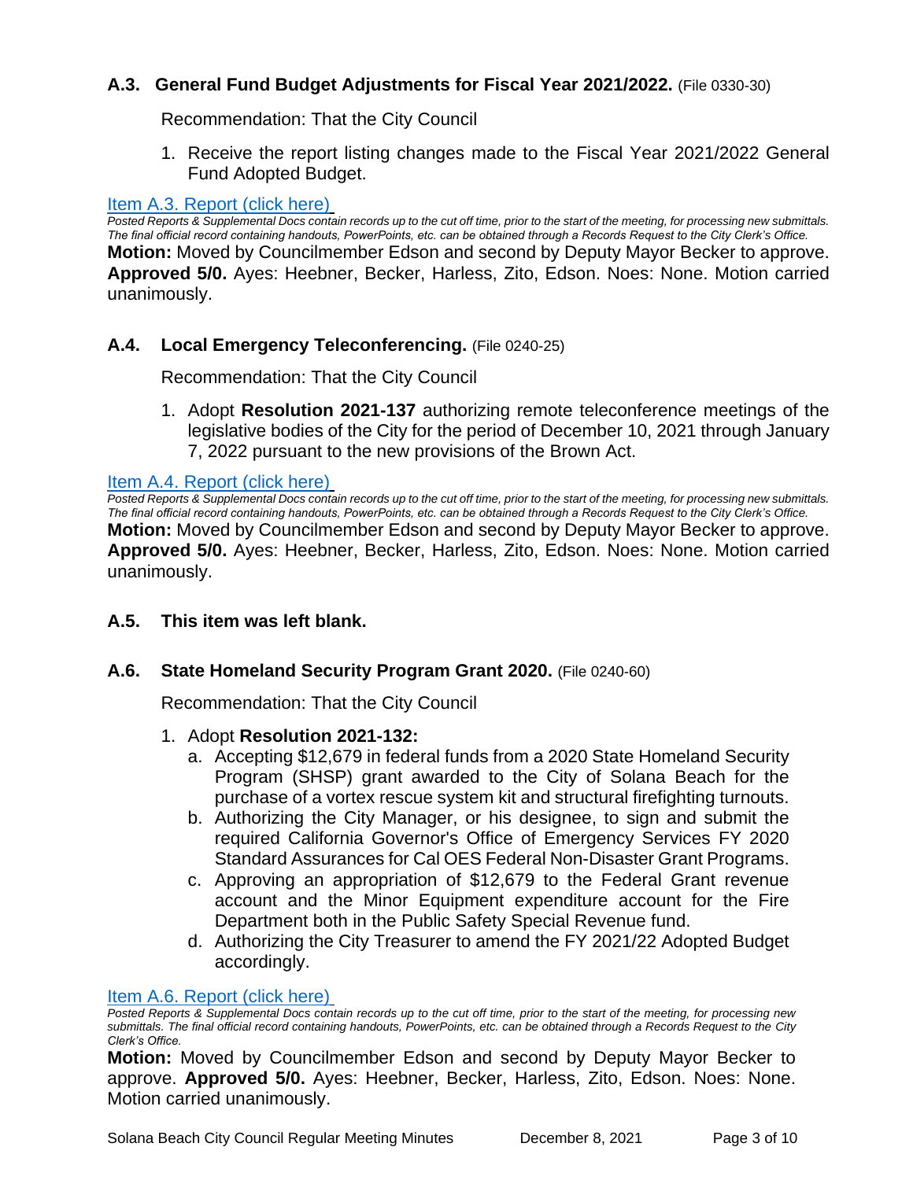### A.3. General Fund Budget Adjustments for Fiscal Year 2021/2022. (File 0330-30)

Recommendation: That the City Council

1. Receive the report listing changes made to the Fiscal Year 2021/2022 General Fund Adopted Budget.

Item A.3. Report (click here)

*Posted Reports & Supplemental Docs contain records up to the cut off time, prior to the start of the meeting, for processing new submittals. The final official record containing handouts, PowerPoints, etc. can be obtained through a Records Request to the City Clerk's Office.*

**Motion:** Moved by Councilmember Edson and second by Deputy Mayor Becker to approve. **Approved 5/0.** Ayes: Heebner, Becker, Harless, Zito, Edson. Noes: None. Motion carried unanimously.

### A.4. Local Emergency Teleconferencing. (File 0240-25)

Recommendation: That the City Council

1. Adopt **Resolution 2021-137** authorizing remote teleconference meetings of the legislative bodies of the City for the period of December 10, 2021 through January 7, 2022 pursuant to the new provisions of the Brown Act.

Item A.4. Report (click here)

*Posted Reports & Supplemental Docs contain records up to the cut off time, prior to the start of the meeting, for processing new submittals. The final official record containing handouts, PowerPoints, etc. can be obtained through a Records Request to the City Clerk's Office.*

**Motion:** Moved by Councilmember Edson and second by Deputy Mayor Becker to approve. **Approved 5/0.** Ayes: Heebner, Becker, Harless, Zito, Edson. Noes: None. Motion carried unanimously.

### A.5. This item was left blank.

### A.6. State Homeland Security Program Grant 2020. (File 0240-60)

Recommendation: That the City Council

1. Adopt **Resolution 2021-132:**
   a. Accepting $12,679 in federal funds from a 2020 State Homeland Security Program (SHSP) grant awarded to the City of Solana Beach for the purchase of a vortex rescue system kit and structural firefighting turnouts.
   b. Authorizing the City Manager, or his designee, to sign and submit the required California Governor's Office of Emergency Services FY 2020 Standard Assurances for Cal OES Federal Non-Disaster Grant Programs.
   c. Approving an appropriation of $12,679 to the Federal Grant revenue account and the Minor Equipment expenditure account for the Fire Department both in the Public Safety Special Revenue fund.
   d. Authorizing the City Treasurer to amend the FY 2021/22 Adopted Budget accordingly.

Item A.6. Report (click here)

*Posted Reports & Supplemental Docs contain records up to the cut off time, prior to the start of the meeting, for processing new submittals. The final official record containing handouts, PowerPoints, etc. can be obtained through a Records Request to the City Clerk's Office.*

**Motion:** Moved by Councilmember Edson and second by Deputy Mayor Becker to approve. **Approved 5/0.** Ayes: Heebner, Becker, Harless, Zito, Edson. Noes: None. Motion carried unanimously.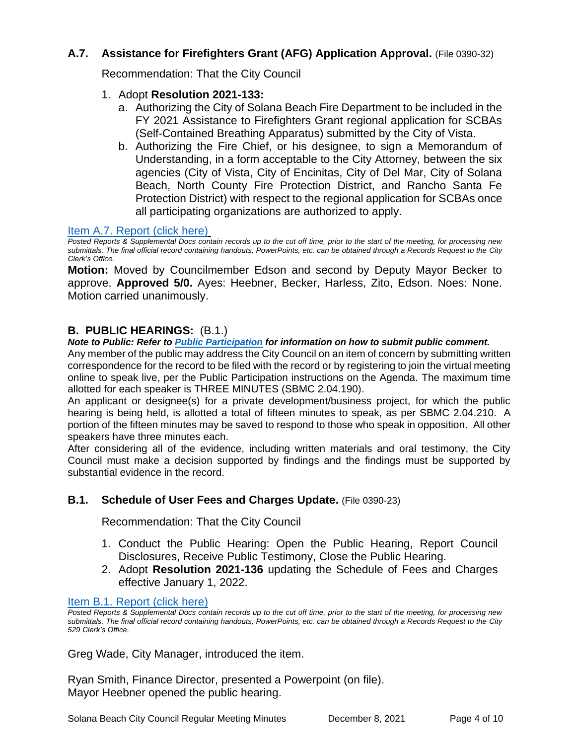### A.7. Assistance for Firefighters Grant (AFG) Application Approval. (File 0390-32)

Recommendation: That the City Council

1. Adopt **Resolution 2021-133:**
   a. Authorizing the City of Solana Beach Fire Department to be included in the FY 2021 Assistance to Firefighters Grant regional application for SCBAs (Self-Contained Breathing Apparatus) submitted by the City of Vista.
   b. Authorizing the Fire Chief, or his designee, to sign a Memorandum of Understanding, in a form acceptable to the City Attorney, between the six agencies (City of Vista, City of Encinitas, City of Del Mar, City of Solana Beach, North County Fire Protection District, and Rancho Santa Fe Protection District) with respect to the regional application for SCBAs once all participating organizations are authorized to apply.

Item A.7. Report (click here)

*Posted Reports & Supplemental Docs contain records up to the cut off time, prior to the start of the meeting, for processing new submittals. The final official record containing handouts, PowerPoints, etc. can be obtained through a Records Request to the City Clerk's Office.*

**Motion:** Moved by Councilmember Edson and second by Deputy Mayor Becker to approve. **Approved 5/0.** Ayes: Heebner, Becker, Harless, Zito, Edson. Noes: None. Motion carried unanimously.

## B. PUBLIC HEARINGS: (B.1.)

***Note to Public: Refer to Public Participation for information on how to submit public comment.***

Any member of the public may address the City Council on an item of concern by submitting written correspondence for the record to be filed with the record or by registering to join the virtual meeting online to speak live, per the Public Participation instructions on the Agenda. The maximum time allotted for each speaker is THREE MINUTES (SBMC 2.04.190).

An applicant or designee(s) for a private development/business project, for which the public hearing is being held, is allotted a total of fifteen minutes to speak, as per SBMC 2.04.210. A portion of the fifteen minutes may be saved to respond to those who speak in opposition. All other speakers have three minutes each.

After considering all of the evidence, including written materials and oral testimony, the City Council must make a decision supported by findings and the findings must be supported by substantial evidence in the record.

### B.1. Schedule of User Fees and Charges Update. (File 0390-23)

Recommendation: That the City Council

1. Conduct the Public Hearing: Open the Public Hearing, Report Council Disclosures, Receive Public Testimony, Close the Public Hearing.
2. Adopt **Resolution 2021-136** updating the Schedule of Fees and Charges effective January 1, 2022.

Item B.1. Report (click here)

*Posted Reports & Supplemental Docs contain records up to the cut off time, prior to the start of the meeting, for processing new submittals. The final official record containing handouts, PowerPoints, etc. can be obtained through a Records Request to the City 529 Clerk's Office.*

Greg Wade, City Manager, introduced the item.

Ryan Smith, Finance Director, presented a Powerpoint (on file).
Mayor Heebner opened the public hearing.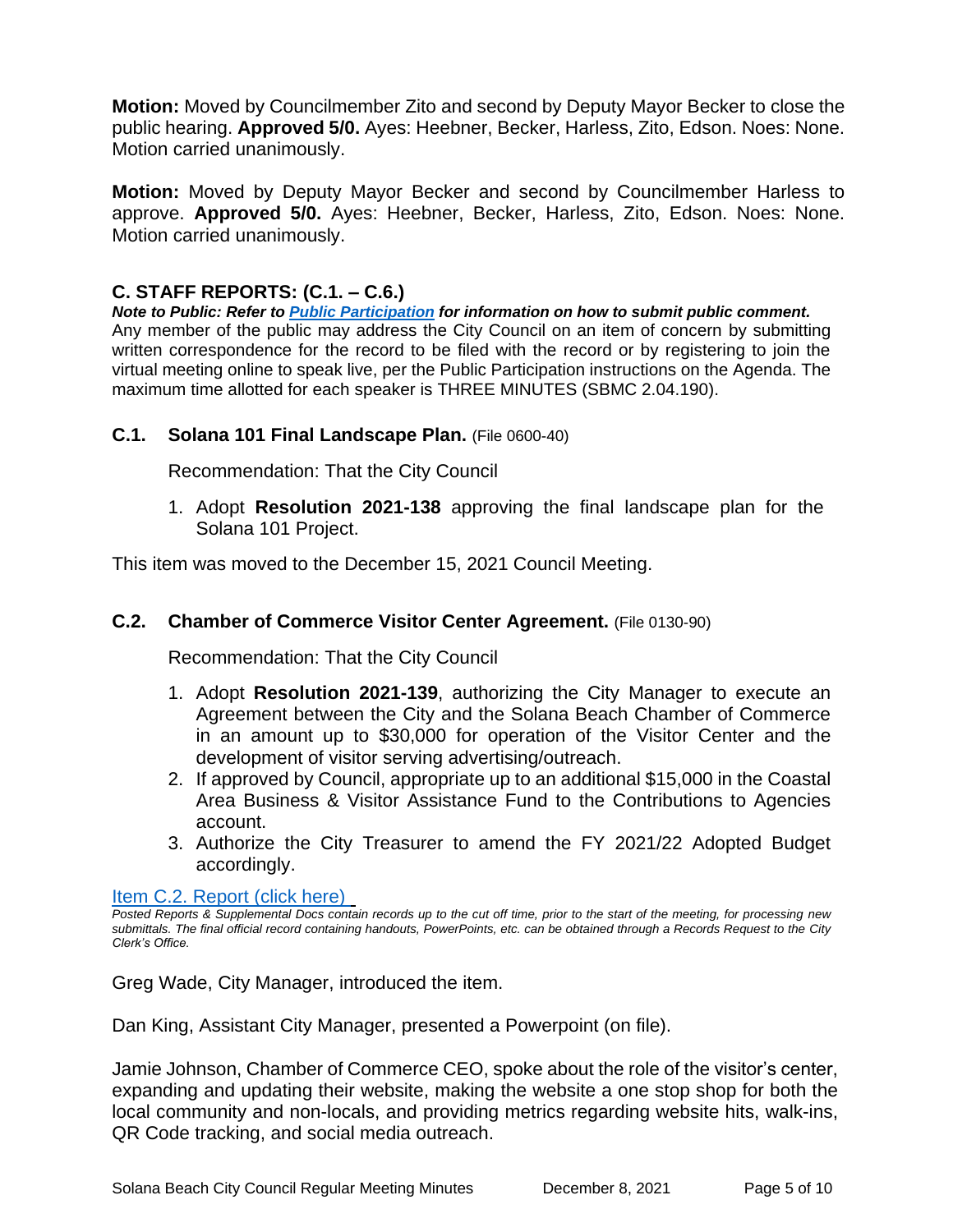**Motion:** Moved by Councilmember Zito and second by Deputy Mayor Becker to close the public hearing. **Approved 5/0.** Ayes: Heebner, Becker, Harless, Zito, Edson. Noes: None. Motion carried unanimously.

**Motion:** Moved by Deputy Mayor Becker and second by Councilmember Harless to approve. **Approved 5/0.** Ayes: Heebner, Becker, Harless, Zito, Edson. Noes: None. Motion carried unanimously.

## C. STAFF REPORTS: (C.1. – C.6.)

***Note to Public: Refer to Public Participation for information on how to submit public comment.***
Any member of the public may address the City Council on an item of concern by submitting written correspondence for the record to be filed with the record or by registering to join the virtual meeting online to speak live, per the Public Participation instructions on the Agenda. The maximum time allotted for each speaker is THREE MINUTES (SBMC 2.04.190).

### C.1. Solana 101 Final Landscape Plan. (File 0600-40)

Recommendation: That the City Council

1. Adopt **Resolution 2021-138** approving the final landscape plan for the Solana 101 Project.

This item was moved to the December 15, 2021 Council Meeting.

### C.2. Chamber of Commerce Visitor Center Agreement. (File 0130-90)

Recommendation: That the City Council

1. Adopt **Resolution 2021-139**, authorizing the City Manager to execute an Agreement between the City and the Solana Beach Chamber of Commerce in an amount up to $30,000 for operation of the Visitor Center and the development of visitor serving advertising/outreach.
2. If approved by Council, appropriate up to an additional $15,000 in the Coastal Area Business & Visitor Assistance Fund to the Contributions to Agencies account.
3. Authorize the City Treasurer to amend the FY 2021/22 Adopted Budget accordingly.

Item C.2. Report (click here)

*Posted Reports & Supplemental Docs contain records up to the cut off time, prior to the start of the meeting, for processing new submittals. The final official record containing handouts, PowerPoints, etc. can be obtained through a Records Request to the City Clerk's Office.*

Greg Wade, City Manager, introduced the item.

Dan King, Assistant City Manager, presented a Powerpoint (on file).

Jamie Johnson, Chamber of Commerce CEO, spoke about the role of the visitor's center, expanding and updating their website, making the website a one stop shop for both the local community and non-locals, and providing metrics regarding website hits, walk-ins, QR Code tracking, and social media outreach.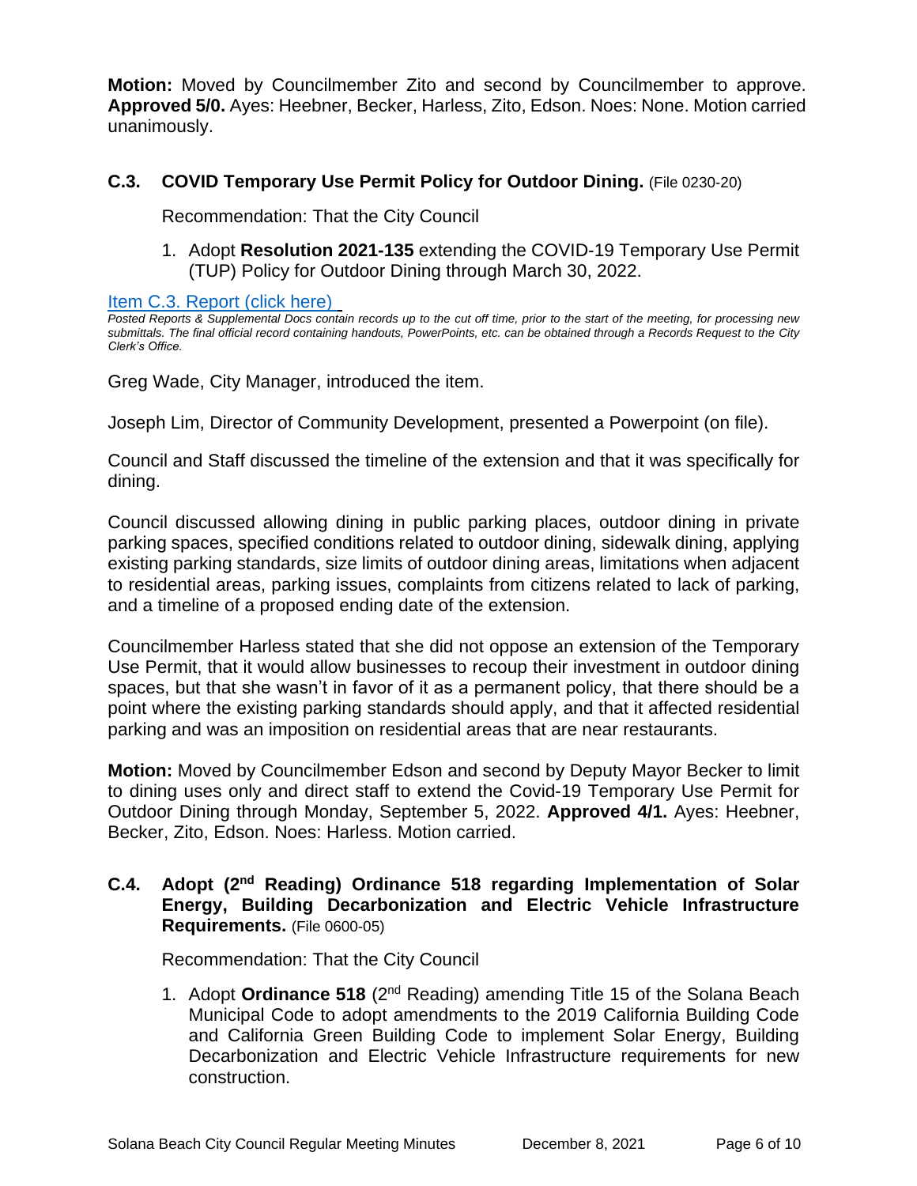**Motion:** Moved by Councilmember Zito and second by Councilmember to approve. **Approved 5/0.** Ayes: Heebner, Becker, Harless, Zito, Edson. Noes: None. Motion carried unanimously.

### C.3. COVID Temporary Use Permit Policy for Outdoor Dining. (File 0230-20)

Recommendation: That the City Council

1. Adopt **Resolution 2021-135** extending the COVID-19 Temporary Use Permit (TUP) Policy for Outdoor Dining through March 30, 2022.

Item C.3. Report (click here)

*Posted Reports & Supplemental Docs contain records up to the cut off time, prior to the start of the meeting, for processing new submittals. The final official record containing handouts, PowerPoints, etc. can be obtained through a Records Request to the City Clerk's Office.*

Greg Wade, City Manager, introduced the item.

Joseph Lim, Director of Community Development, presented a Powerpoint (on file).

Council and Staff discussed the timeline of the extension and that it was specifically for dining.

Council discussed allowing dining in public parking places, outdoor dining in private parking spaces, specified conditions related to outdoor dining, sidewalk dining, applying existing parking standards, size limits of outdoor dining areas, limitations when adjacent to residential areas, parking issues, complaints from citizens related to lack of parking, and a timeline of a proposed ending date of the extension.

Councilmember Harless stated that she did not oppose an extension of the Temporary Use Permit, that it would allow businesses to recoup their investment in outdoor dining spaces, but that she wasn't in favor of it as a permanent policy, that there should be a point where the existing parking standards should apply, and that it affected residential parking and was an imposition on residential areas that are near restaurants.

**Motion:** Moved by Councilmember Edson and second by Deputy Mayor Becker to limit to dining uses only and direct staff to extend the Covid-19 Temporary Use Permit for Outdoor Dining through Monday, September 5, 2022. **Approved 4/1.** Ayes: Heebner, Becker, Zito, Edson. Noes: Harless. Motion carried.

### C.4. Adopt (2nd Reading) Ordinance 518 regarding Implementation of Solar Energy, Building Decarbonization and Electric Vehicle Infrastructure Requirements. (File 0600-05)

Recommendation: That the City Council

1. Adopt **Ordinance 518** (2nd Reading) amending Title 15 of the Solana Beach Municipal Code to adopt amendments to the 2019 California Building Code and California Green Building Code to implement Solar Energy, Building Decarbonization and Electric Vehicle Infrastructure requirements for new construction.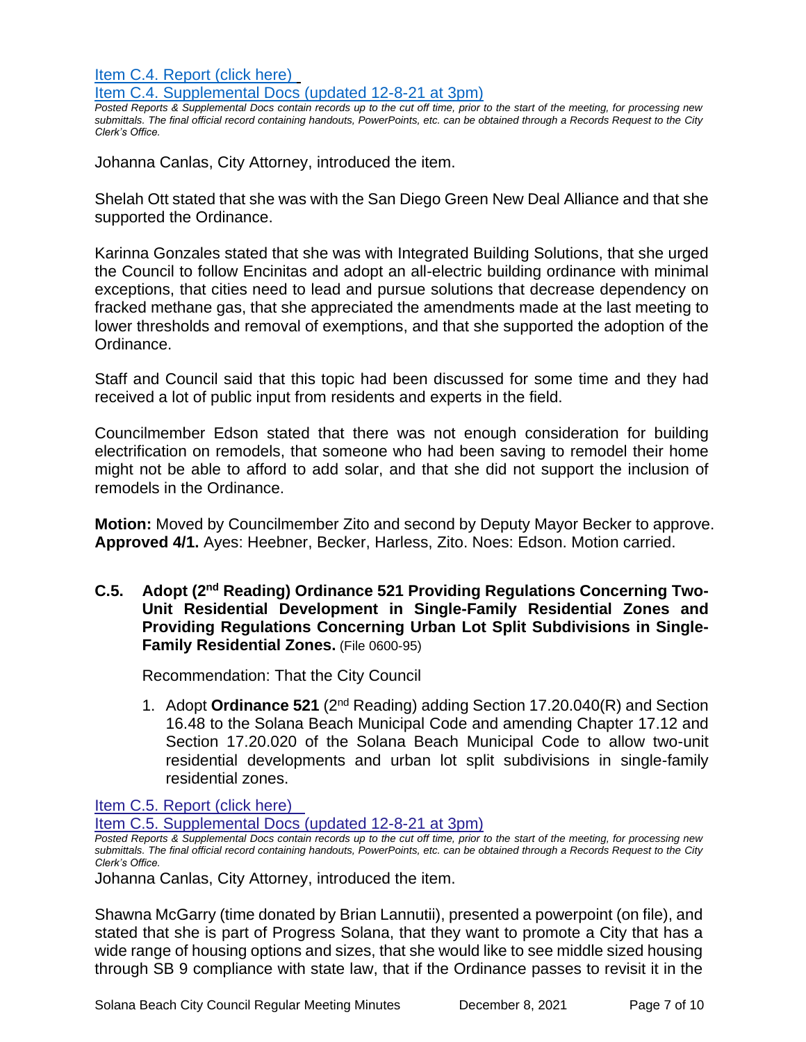[Item C.4. Report (click here)](#)

[Item C.4. Supplemental Docs (updated 12-8-21 at 3pm)](#)

*Posted Reports & Supplemental Docs contain records up to the cut off time, prior to the start of the meeting, for processing new submittals. The final official record containing handouts, PowerPoints, etc. can be obtained through a Records Request to the City Clerk's Office.*

Johanna Canlas, City Attorney, introduced the item.

Shelah Ott stated that she was with the San Diego Green New Deal Alliance and that she supported the Ordinance.

Karinna Gonzales stated that she was with Integrated Building Solutions, that she urged the Council to follow Encinitas and adopt an all-electric building ordinance with minimal exceptions, that cities need to lead and pursue solutions that decrease dependency on fracked methane gas, that she appreciated the amendments made at the last meeting to lower thresholds and removal of exemptions, and that she supported the adoption of the Ordinance.

Staff and Council said that this topic had been discussed for some time and they had received a lot of public input from residents and experts in the field.

Councilmember Edson stated that there was not enough consideration for building electrification on remodels, that someone who had been saving to remodel their home might not be able to afford to add solar, and that she did not support the inclusion of remodels in the Ordinance.

**Motion:** Moved by Councilmember Zito and second by Deputy Mayor Becker to approve. **Approved 4/1.** Ayes: Heebner, Becker, Harless, Zito. Noes: Edson. Motion carried.

**C.5. Adopt (2nd Reading) Ordinance 521 Providing Regulations Concerning Two-Unit Residential Development in Single-Family Residential Zones and Providing Regulations Concerning Urban Lot Split Subdivisions in Single-Family Residential Zones.** (File 0600-95)

Recommendation: That the City Council

1. Adopt **Ordinance 521** (2nd Reading) adding Section 17.20.040(R) and Section 16.48 to the Solana Beach Municipal Code and amending Chapter 17.12 and Section 17.20.020 of the Solana Beach Municipal Code to allow two-unit residential developments and urban lot split subdivisions in single-family residential zones.

[Item C.5. Report (click here)](#)

[Item C.5. Supplemental Docs (updated 12-8-21 at 3pm)](#)

*Posted Reports & Supplemental Docs contain records up to the cut off time, prior to the start of the meeting, for processing new submittals. The final official record containing handouts, PowerPoints, etc. can be obtained through a Records Request to the City Clerk's Office.*

Johanna Canlas, City Attorney, introduced the item.

Shawna McGarry (time donated by Brian Lannutii), presented a powerpoint (on file), and stated that she is part of Progress Solana, that they want to promote a City that has a wide range of housing options and sizes, that she would like to see middle sized housing through SB 9 compliance with state law, that if the Ordinance passes to revisit it in the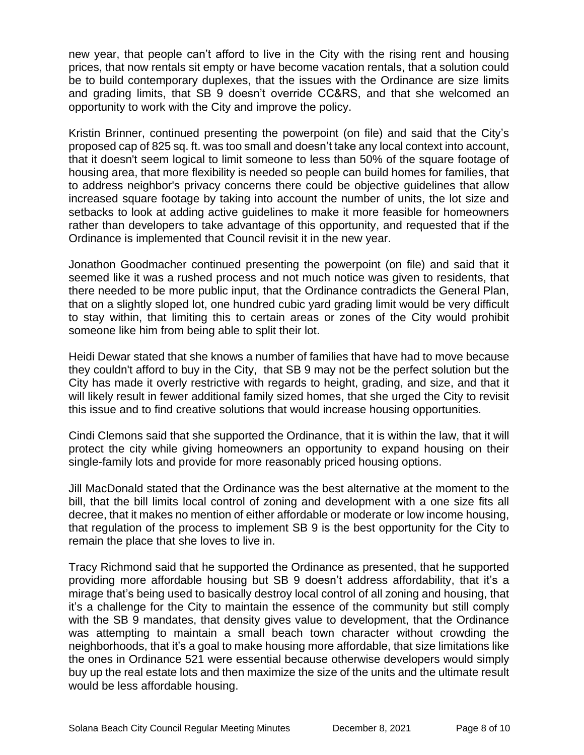new year, that people can't afford to live in the City with the rising rent and housing prices, that now rentals sit empty or have become vacation rentals, that a solution could be to build contemporary duplexes, that the issues with the Ordinance are size limits and grading limits, that SB 9 doesn't override CC&RS, and that she welcomed an opportunity to work with the City and improve the policy.

Kristin Brinner, continued presenting the powerpoint (on file) and said that the City's proposed cap of 825 sq. ft. was too small and doesn't take any local context into account, that it doesn't seem logical to limit someone to less than 50% of the square footage of housing area, that more flexibility is needed so people can build homes for families, that to address neighbor's privacy concerns there could be objective guidelines that allow increased square footage by taking into account the number of units, the lot size and setbacks to look at adding active guidelines to make it more feasible for homeowners rather than developers to take advantage of this opportunity, and requested that if the Ordinance is implemented that Council revisit it in the new year.

Jonathon Goodmacher continued presenting the powerpoint (on file) and said that it seemed like it was a rushed process and not much notice was given to residents, that there needed to be more public input, that the Ordinance contradicts the General Plan, that on a slightly sloped lot, one hundred cubic yard grading limit would be very difficult to stay within, that limiting this to certain areas or zones of the City would prohibit someone like him from being able to split their lot.

Heidi Dewar stated that she knows a number of families that have had to move because they couldn't afford to buy in the City, that SB 9 may not be the perfect solution but the City has made it overly restrictive with regards to height, grading, and size, and that it will likely result in fewer additional family sized homes, that she urged the City to revisit this issue and to find creative solutions that would increase housing opportunities.

Cindi Clemons said that she supported the Ordinance, that it is within the law, that it will protect the city while giving homeowners an opportunity to expand housing on their single-family lots and provide for more reasonably priced housing options.

Jill MacDonald stated that the Ordinance was the best alternative at the moment to the bill, that the bill limits local control of zoning and development with a one size fits all decree, that it makes no mention of either affordable or moderate or low income housing, that regulation of the process to implement SB 9 is the best opportunity for the City to remain the place that she loves to live in.

Tracy Richmond said that he supported the Ordinance as presented, that he supported providing more affordable housing but SB 9 doesn't address affordability, that it's a mirage that's being used to basically destroy local control of all zoning and housing, that it's a challenge for the City to maintain the essence of the community but still comply with the SB 9 mandates, that density gives value to development, that the Ordinance was attempting to maintain a small beach town character without crowding the neighborhoods, that it's a goal to make housing more affordable, that size limitations like the ones in Ordinance 521 were essential because otherwise developers would simply buy up the real estate lots and then maximize the size of the units and the ultimate result would be less affordable housing.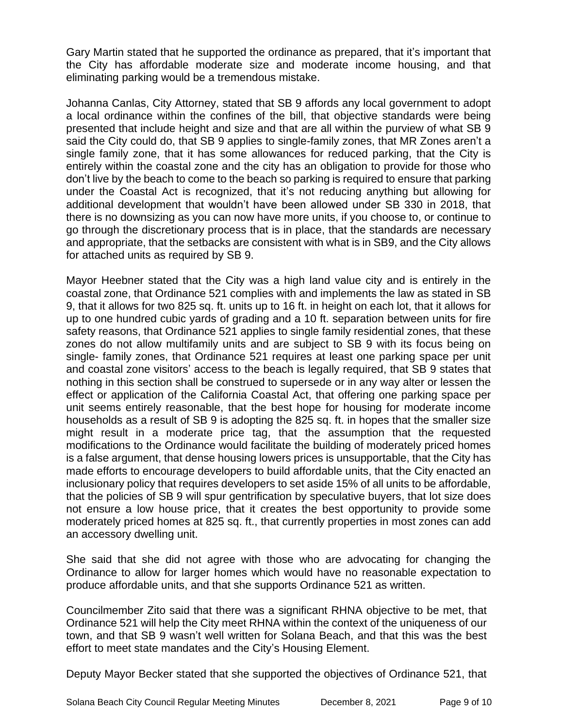Gary Martin stated that he supported the ordinance as prepared, that it's important that the City has affordable moderate size and moderate income housing, and that eliminating parking would be a tremendous mistake.

Johanna Canlas, City Attorney, stated that SB 9 affords any local government to adopt a local ordinance within the confines of the bill, that objective standards were being presented that include height and size and that are all within the purview of what SB 9 said the City could do, that SB 9 applies to single-family zones, that MR Zones aren't a single family zone, that it has some allowances for reduced parking, that the City is entirely within the coastal zone and the city has an obligation to provide for those who don't live by the beach to come to the beach so parking is required to ensure that parking under the Coastal Act is recognized, that it's not reducing anything but allowing for additional development that wouldn't have been allowed under SB 330 in 2018, that there is no downsizing as you can now have more units, if you choose to, or continue to go through the discretionary process that is in place, that the standards are necessary and appropriate, that the setbacks are consistent with what is in SB9, and the City allows for attached units as required by SB 9.

Mayor Heebner stated that the City was a high land value city and is entirely in the coastal zone, that Ordinance 521 complies with and implements the law as stated in SB 9, that it allows for two 825 sq. ft. units up to 16 ft. in height on each lot, that it allows for up to one hundred cubic yards of grading and a 10 ft. separation between units for fire safety reasons, that Ordinance 521 applies to single family residential zones, that these zones do not allow multifamily units and are subject to SB 9 with its focus being on single- family zones, that Ordinance 521 requires at least one parking space per unit and coastal zone visitors' access to the beach is legally required, that SB 9 states that nothing in this section shall be construed to supersede or in any way alter or lessen the effect or application of the California Coastal Act, that offering one parking space per unit seems entirely reasonable, that the best hope for housing for moderate income households as a result of SB 9 is adopting the 825 sq. ft. in hopes that the smaller size might result in a moderate price tag, that the assumption that the requested modifications to the Ordinance would facilitate the building of moderately priced homes is a false argument, that dense housing lowers prices is unsupportable, that the City has made efforts to encourage developers to build affordable units, that the City enacted an inclusionary policy that requires developers to set aside 15% of all units to be affordable, that the policies of SB 9 will spur gentrification by speculative buyers, that lot size does not ensure a low house price, that it creates the best opportunity to provide some moderately priced homes at 825 sq. ft., that currently properties in most zones can add an accessory dwelling unit.

She said that she did not agree with those who are advocating for changing the Ordinance to allow for larger homes which would have no reasonable expectation to produce affordable units, and that she supports Ordinance 521 as written.

Councilmember Zito said that there was a significant RHNA objective to be met, that Ordinance 521 will help the City meet RHNA within the context of the uniqueness of our town, and that SB 9 wasn't well written for Solana Beach, and that this was the best effort to meet state mandates and the City's Housing Element.

Deputy Mayor Becker stated that she supported the objectives of Ordinance 521, that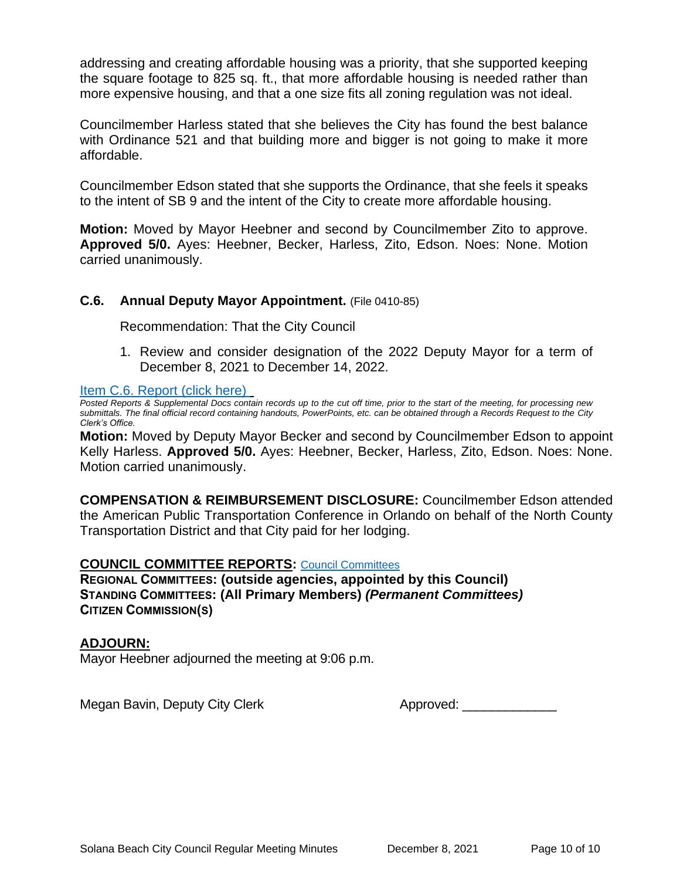addressing and creating affordable housing was a priority, that she supported keeping the square footage to 825 sq. ft., that more affordable housing is needed rather than more expensive housing, and that a one size fits all zoning regulation was not ideal.

Councilmember Harless stated that she believes the City has found the best balance with Ordinance 521 and that building more and bigger is not going to make it more affordable.

Councilmember Edson stated that she supports the Ordinance, that she feels it speaks to the intent of SB 9 and the intent of the City to create more affordable housing.

**Motion:** Moved by Mayor Heebner and second by Councilmember Zito to approve. **Approved 5/0.** Ayes: Heebner, Becker, Harless, Zito, Edson. Noes: None. Motion carried unanimously.

### C.6. Annual Deputy Mayor Appointment. (File 0410-85)

Recommendation: That the City Council

1. Review and consider designation of the 2022 Deputy Mayor for a term of December 8, 2021 to December 14, 2022.

[Item C.6. Report (click here)]

*Posted Reports & Supplemental Docs contain records up to the cut off time, prior to the start of the meeting, for processing new submittals. The final official record containing handouts, PowerPoints, etc. can be obtained through a Records Request to the City Clerk's Office.*

**Motion:** Moved by Deputy Mayor Becker and second by Councilmember Edson to appoint Kelly Harless. **Approved 5/0.** Ayes: Heebner, Becker, Harless, Zito, Edson. Noes: None. Motion carried unanimously.

**COMPENSATION & REIMBURSEMENT DISCLOSURE:** Councilmember Edson attended the American Public Transportation Conference in Orlando on behalf of the North County Transportation District and that City paid for her lodging.

**COUNCIL COMMITTEE REPORTS:** [Council Committees]

**REGIONAL COMMITTEES: (outside agencies, appointed by this Council)**
**STANDING COMMITTEES: (All Primary Members) *(Permanent Committees)***
**CITIZEN COMMISSION(S)**

**ADJOURN:**

Mayor Heebner adjourned the meeting at 9:06 p.m.

Megan Bavin, Deputy City Clerk

Approved: _____________